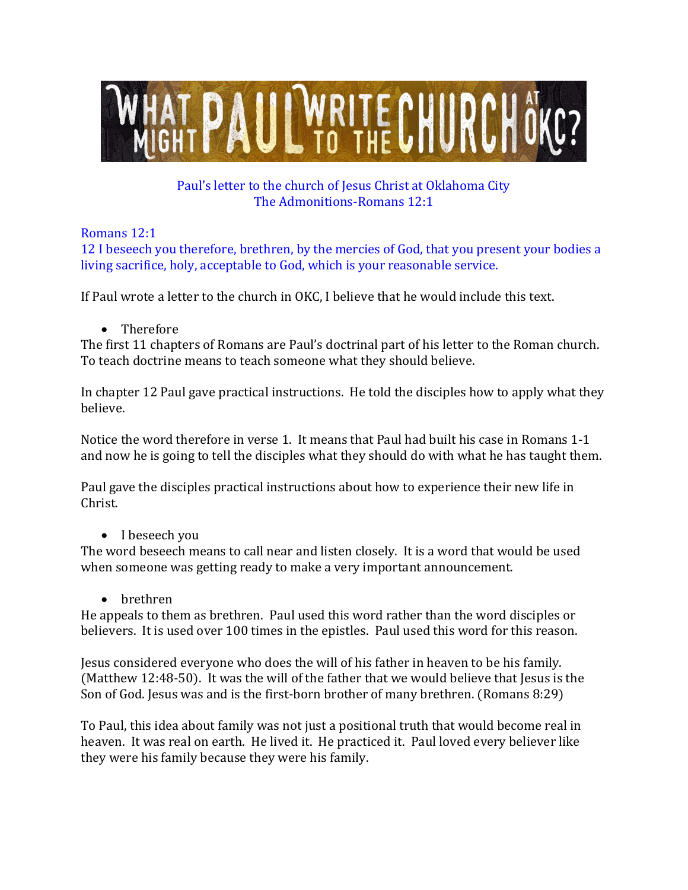# WHAT MIGHT PAUL WRITE TO THE CHURCH AT OKC?

Paul's letter to the church of Jesus Christ at Oklahoma City
The Admonitions-Romans 12:1

Romans 12:1
12 I beseech you therefore, brethren, by the mercies of God, that you present your bodies a living sacrifice, holy, acceptable to God, which is your reasonable service.

If Paul wrote a letter to the church in OKC, I believe that he would include this text.

- Therefore

The first 11 chapters of Romans are Paul's doctrinal part of his letter to the Roman church. To teach doctrine means to teach someone what they should believe.

In chapter 12 Paul gave practical instructions. He told the disciples how to apply what they believe.

Notice the word therefore in verse 1. It means that Paul had built his case in Romans 1-1 and now he is going to tell the disciples what they should do with what he has taught them.

Paul gave the disciples practical instructions about how to experience their new life in Christ.

- I beseech you

The word beseech means to call near and listen closely. It is a word that would be used when someone was getting ready to make a very important announcement.

- brethren

He appeals to them as brethren. Paul used this word rather than the word disciples or believers. It is used over 100 times in the epistles. Paul used this word for this reason.

Jesus considered everyone who does the will of his father in heaven to be his family. (Matthew 12:48-50). It was the will of the father that we would believe that Jesus is the Son of God. Jesus was and is the first-born brother of many brethren. (Romans 8:29)

To Paul, this idea about family was not just a positional truth that would become real in heaven. It was real on earth. He lived it. He practiced it. Paul loved every believer like they were his family because they were his family.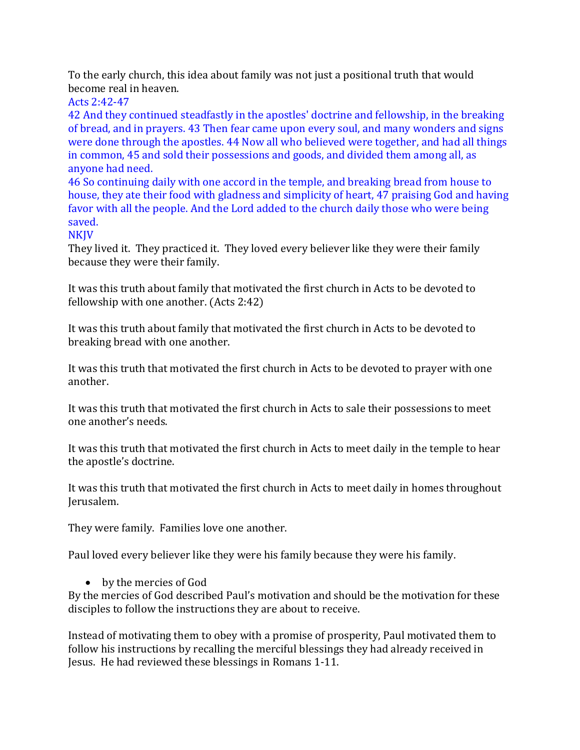To the early church, this idea about family was not just a positional truth that would become real in heaven.

Acts 2:42-47

42 And they continued steadfastly in the apostles' doctrine and fellowship, in the breaking of bread, and in prayers. 43 Then fear came upon every soul, and many wonders and signs were done through the apostles. 44 Now all who believed were together, and had all things in common, 45 and sold their possessions and goods, and divided them among all, as anyone had need.

46 So continuing daily with one accord in the temple, and breaking bread from house to house, they ate their food with gladness and simplicity of heart, 47 praising God and having favor with all the people. And the Lord added to the church daily those who were being saved.

NKJV

They lived it. They practiced it. They loved every believer like they were their family because they were their family.

It was this truth about family that motivated the first church in Acts to be devoted to fellowship with one another. (Acts 2:42)

It was this truth about family that motivated the first church in Acts to be devoted to breaking bread with one another.

It was this truth that motivated the first church in Acts to be devoted to prayer with one another.

It was this truth that motivated the first church in Acts to sale their possessions to meet one another's needs.

It was this truth that motivated the first church in Acts to meet daily in the temple to hear the apostle's doctrine.

It was this truth that motivated the first church in Acts to meet daily in homes throughout Jerusalem.

They were family. Families love one another.

Paul loved every believer like they were his family because they were his family.

- by the mercies of God

By the mercies of God described Paul's motivation and should be the motivation for these disciples to follow the instructions they are about to receive.

Instead of motivating them to obey with a promise of prosperity, Paul motivated them to follow his instructions by recalling the merciful blessings they had already received in Jesus. He had reviewed these blessings in Romans 1-11.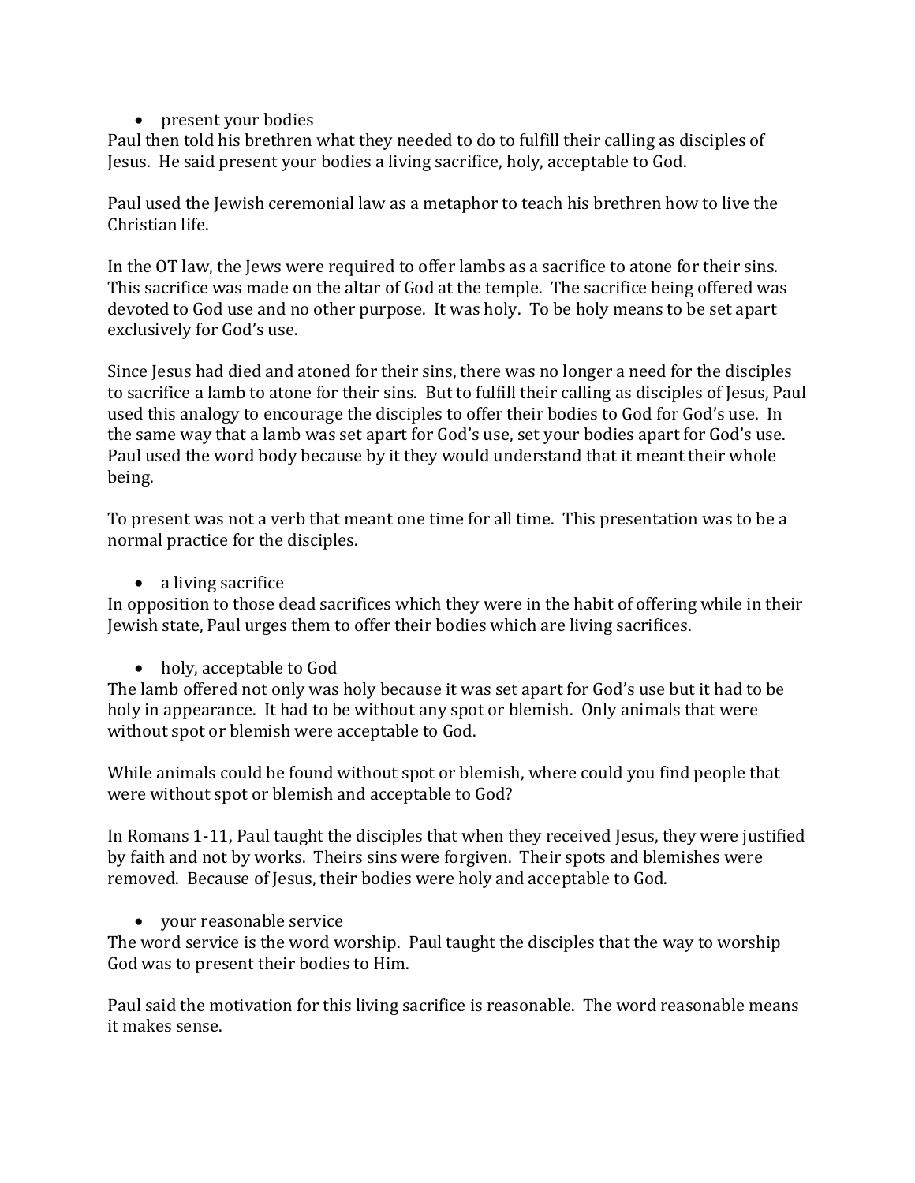- present your bodies

Paul then told his brethren what they needed to do to fulfill their calling as disciples of Jesus. He said present your bodies a living sacrifice, holy, acceptable to God.

Paul used the Jewish ceremonial law as a metaphor to teach his brethren how to live the Christian life.

In the OT law, the Jews were required to offer lambs as a sacrifice to atone for their sins. This sacrifice was made on the altar of God at the temple. The sacrifice being offered was devoted to God use and no other purpose. It was holy. To be holy means to be set apart exclusively for God's use.

Since Jesus had died and atoned for their sins, there was no longer a need for the disciples to sacrifice a lamb to atone for their sins. But to fulfill their calling as disciples of Jesus, Paul used this analogy to encourage the disciples to offer their bodies to God for God's use. In the same way that a lamb was set apart for God's use, set your bodies apart for God's use. Paul used the word body because by it they would understand that it meant their whole being.

To present was not a verb that meant one time for all time. This presentation was to be a normal practice for the disciples.

- a living sacrifice

In opposition to those dead sacrifices which they were in the habit of offering while in their Jewish state, Paul urges them to offer their bodies which are living sacrifices.

- holy, acceptable to God

The lamb offered not only was holy because it was set apart for God's use but it had to be holy in appearance. It had to be without any spot or blemish. Only animals that were without spot or blemish were acceptable to God.

While animals could be found without spot or blemish, where could you find people that were without spot or blemish and acceptable to God?

In Romans 1-11, Paul taught the disciples that when they received Jesus, they were justified by faith and not by works. Theirs sins were forgiven. Their spots and blemishes were removed. Because of Jesus, their bodies were holy and acceptable to God.

- your reasonable service

The word service is the word worship. Paul taught the disciples that the way to worship God was to present their bodies to Him.

Paul said the motivation for this living sacrifice is reasonable. The word reasonable means it makes sense.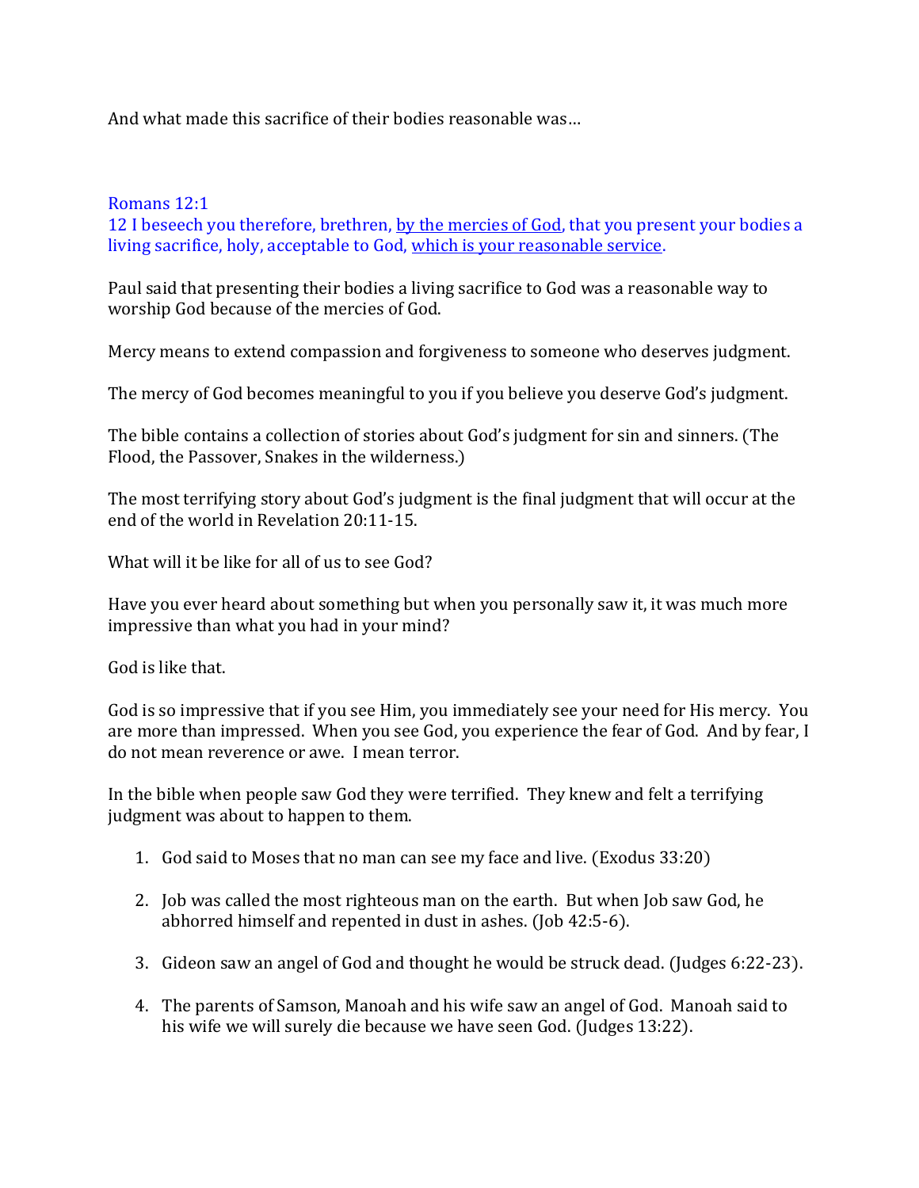And what made this sacrifice of their bodies reasonable was…

Romans 12:1
12 I beseech you therefore, brethren, <u>by the mercies of God</u>, that you present your bodies a living sacrifice, holy, acceptable to God, <u>which is your reasonable service</u>.

Paul said that presenting their bodies a living sacrifice to God was a reasonable way to worship God because of the mercies of God.

Mercy means to extend compassion and forgiveness to someone who deserves judgment.

The mercy of God becomes meaningful to you if you believe you deserve God's judgment.

The bible contains a collection of stories about God's judgment for sin and sinners. (The Flood, the Passover, Snakes in the wilderness.)

The most terrifying story about God's judgment is the final judgment that will occur at the end of the world in Revelation 20:11-15.

What will it be like for all of us to see God?

Have you ever heard about something but when you personally saw it, it was much more impressive than what you had in your mind?

God is like that.

God is so impressive that if you see Him, you immediately see your need for His mercy. You are more than impressed. When you see God, you experience the fear of God. And by fear, I do not mean reverence or awe. I mean terror.

In the bible when people saw God they were terrified. They knew and felt a terrifying judgment was about to happen to them.

1. God said to Moses that no man can see my face and live. (Exodus 33:20)

2. Job was called the most righteous man on the earth. But when Job saw God, he abhorred himself and repented in dust in ashes. (Job 42:5-6).

3. Gideon saw an angel of God and thought he would be struck dead. (Judges 6:22-23).

4. The parents of Samson, Manoah and his wife saw an angel of God. Manoah said to his wife we will surely die because we have seen God. (Judges 13:22).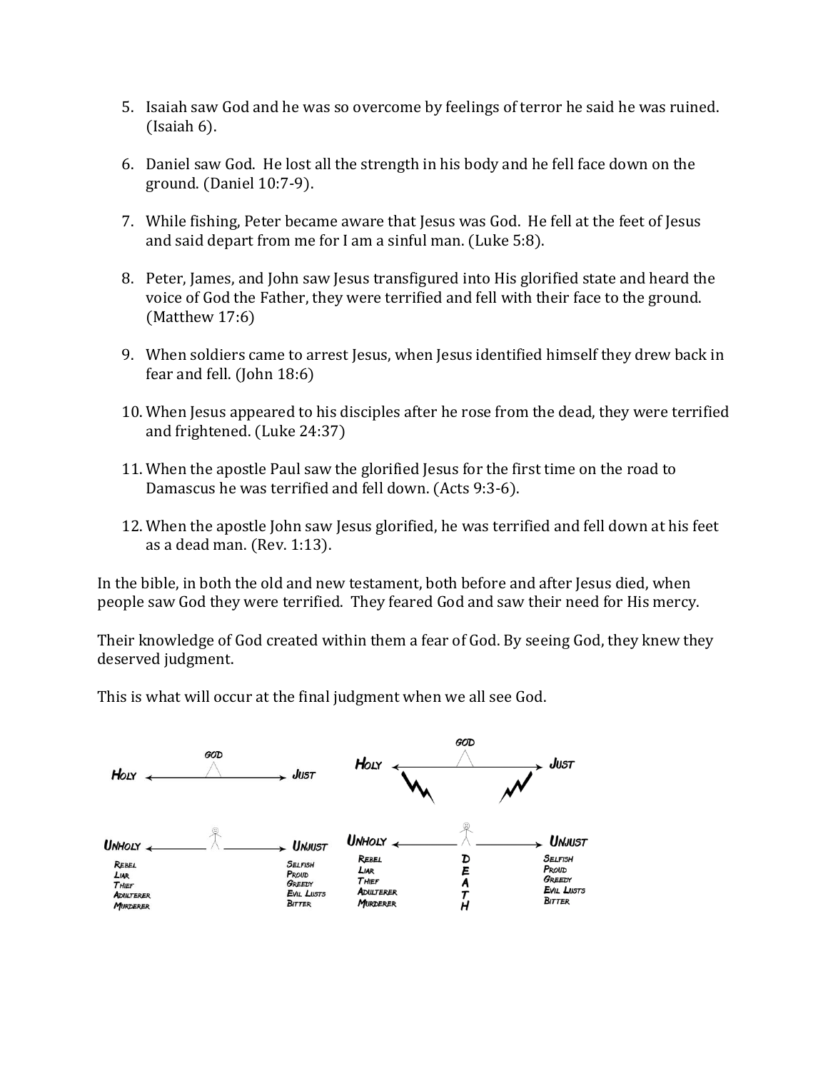5. Isaiah saw God and he was so overcome by feelings of terror he said he was ruined. (Isaiah 6).

6. Daniel saw God. He lost all the strength in his body and he fell face down on the ground. (Daniel 10:7-9).

7. While fishing, Peter became aware that Jesus was God. He fell at the feet of Jesus and said depart from me for I am a sinful man. (Luke 5:8).

8. Peter, James, and John saw Jesus transfigured into His glorified state and heard the voice of God the Father, they were terrified and fell with their face to the ground. (Matthew 17:6)

9. When soldiers came to arrest Jesus, when Jesus identified himself they drew back in fear and fell. (John 18:6)

10. When Jesus appeared to his disciples after he rose from the dead, they were terrified and frightened. (Luke 24:37)

11. When the apostle Paul saw the glorified Jesus for the first time on the road to Damascus he was terrified and fell down. (Acts 9:3-6).

12. When the apostle John saw Jesus glorified, he was terrified and fell down at his feet as a dead man. (Rev. 1:13).

In the bible, in both the old and new testament, both before and after Jesus died, when people saw God they were terrified. They feared God and saw their need for His mercy.

Their knowledge of God created within them a fear of God. By seeing God, they knew they deserved judgment.

This is what will occur at the final judgment when we all see God.

GOD
HOLY ⟵ ⟶ JUST

UNHOLY ⟵ ⟶ UNJUST

REBEL, LIAR, THIEF, ADULTERER, MURDERER | SELFISH, PROUD, GREEDY, EVIL LUSTS, BITTER

GOD
HOLY ⟵ ⟶ JUST

UNHOLY ⟵ DEATH ⟶ UNJUST

REBEL, LIAR, THIEF, ADULTERER, MURDERER | SELFISH, PROUD, GREEDY, EVIL LUSTS, BITTER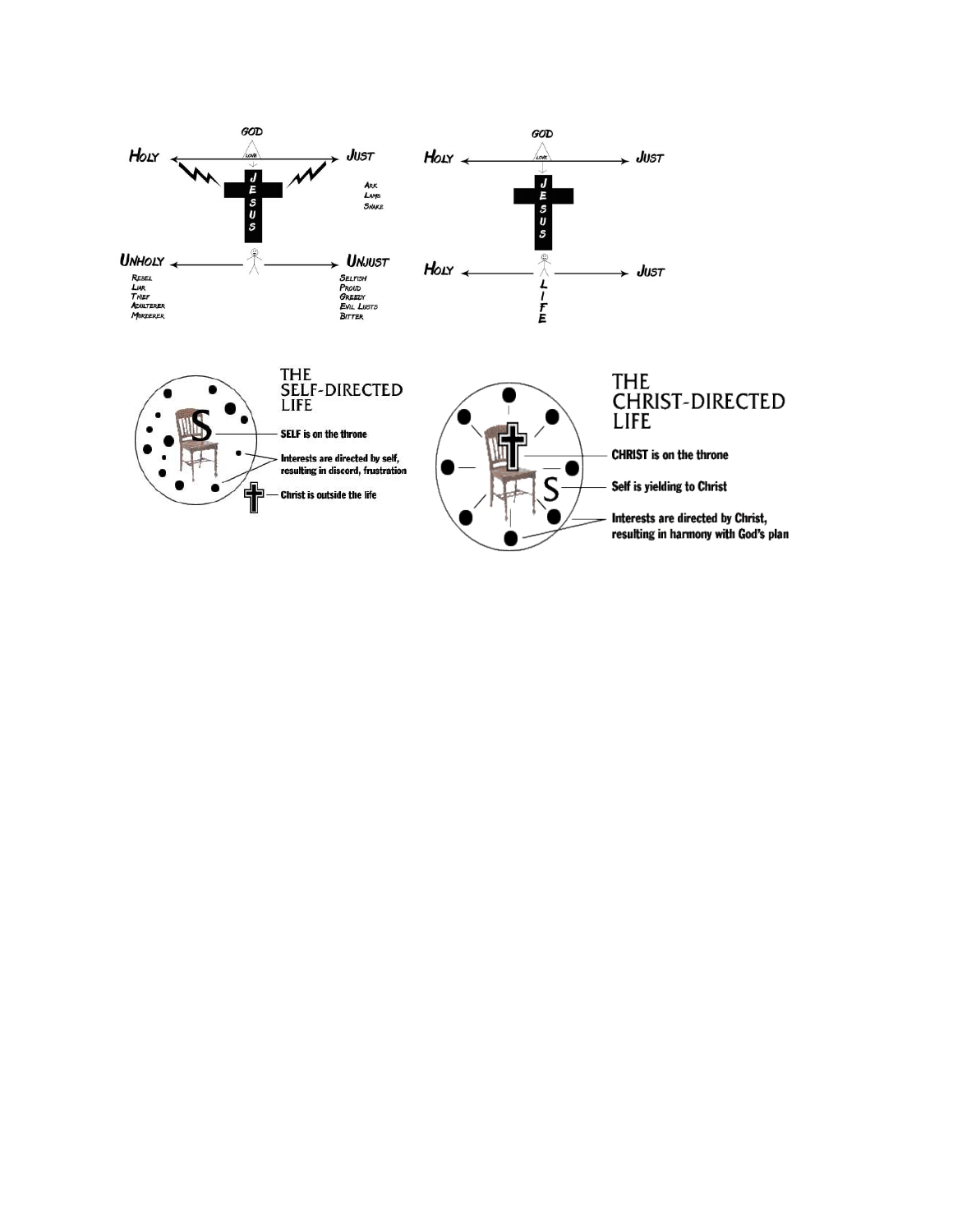GOD

HOLY JUST

LOVE

JESUS

ARK
LAMB
SNAKE

UNHOLY UNJUST

REBEL
LIAR
THIEF
ADULTERER
MURDERER

SELFISH
PROUD
GREEDY
EVIL LUSTS
BITTER

GOD

HOLY JUST

LOVE

JESUS

HOLY JUST

LIFE

THE SELF-DIRECTED LIFE

S

SELF is on the throne

Interests are directed by self, resulting in discord, frustration

Christ is outside the life

THE CHRIST-DIRECTED LIFE

CHRIST is on the throne

S

Self is yielding to Christ

Interests are directed by Christ, resulting in harmony with God's plan